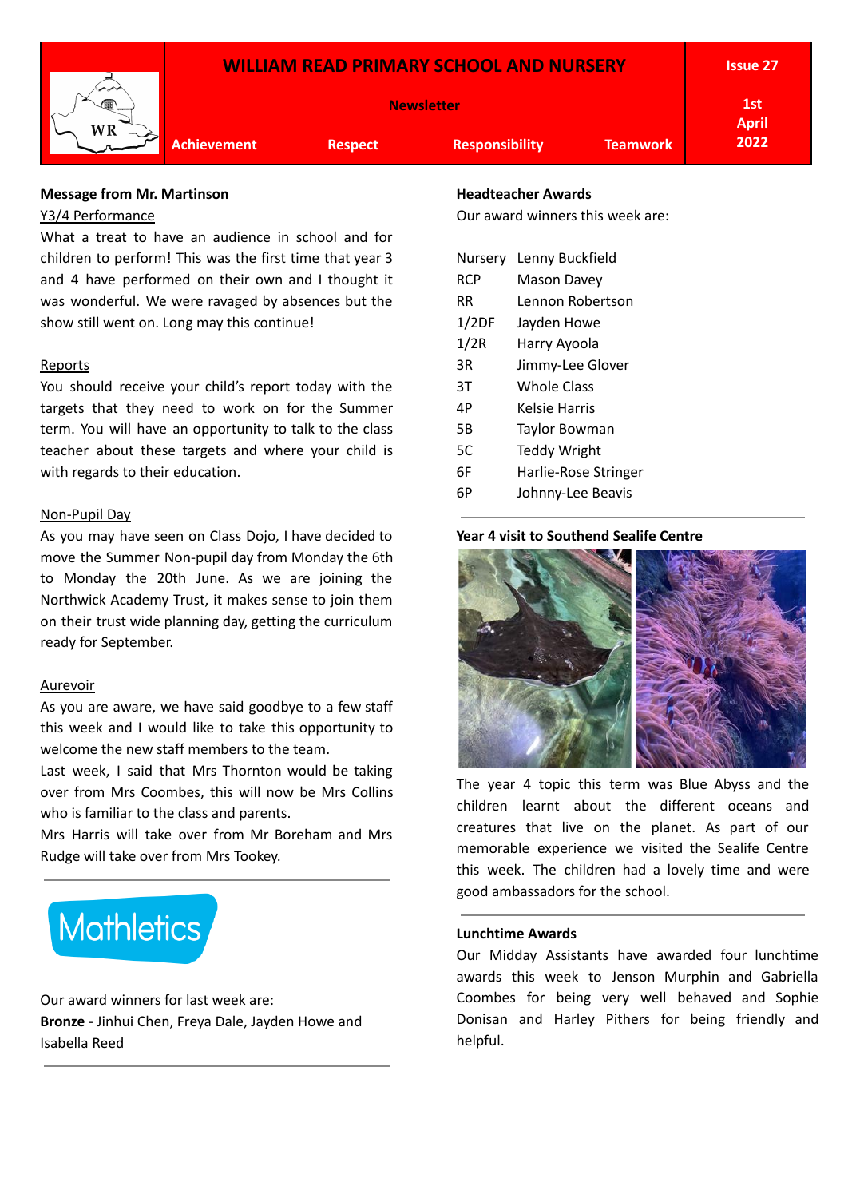# WILLIAM READ PRIMARY SCHOOL AND NURSERY

**Newsletter**

**Issue 27** | **1st April 2022**

**Achievement** | **Respect** | **Responsibility** | **Teamwork**

## Message from Mr. Martinson

Y3/4 Performance

What a treat to have an audience in school and for children to perform! This was the first time that year 3 and 4 have performed on their own and I thought it was wonderful. We were ravaged by absences but the show still went on. Long may this continue!

Reports

You should receive your child's report today with the targets that they need to work on for the Summer term. You will have an opportunity to talk to the class teacher about these targets and where your child is with regards to their education.

Non-Pupil Day

As you may have seen on Class Dojo, I have decided to move the Summer Non-pupil day from Monday the 6th to Monday the 20th June. As we are joining the Northwick Academy Trust, it makes sense to join them on their trust wide planning day, getting the curriculum ready for September.

Aurevoir

As you are aware, we have said goodbye to a few staff this week and I would like to take this opportunity to welcome the new staff members to the team.

Last week, I said that Mrs Thornton would be taking over from Mrs Coombes, this will now be Mrs Collins who is familiar to the class and parents.

Mrs Harris will take over from Mr Boreham and Mrs Rudge will take over from Mrs Tookey.

## Mathletics

Our award winners for last week are:

**Bronze** - Jinhui Chen, Freya Dale, Jayden Howe and Isabella Reed

## Headteacher Awards

Our award winners this week are:

| | |
|---|---|
| Nursery | Lenny Buckfield |
| RCP | Mason Davey |
| RR | Lennon Robertson |
| 1/2DF | Jayden Howe |
| 1/2R | Harry Ayoola |
| 3R | Jimmy-Lee Glover |
| 3T | Whole Class |
| 4P | Kelsie Harris |
| 5B | Taylor Bowman |
| 5C | Teddy Wright |
| 6F | Harlie-Rose Stringer |
| 6P | Johnny-Lee Beavis |

## Year 4 visit to Southend Sealife Centre

The year 4 topic this term was Blue Abyss and the children learnt about the different oceans and creatures that live on the planet. As part of our memorable experience we visited the Sealife Centre this week. The children had a lovely time and were good ambassadors for the school.

## Lunchtime Awards

Our Midday Assistants have awarded four lunchtime awards this week to Jenson Murphin and Gabriella Coombes for being very well behaved and Sophie Donisan and Harley Pithers for being friendly and helpful.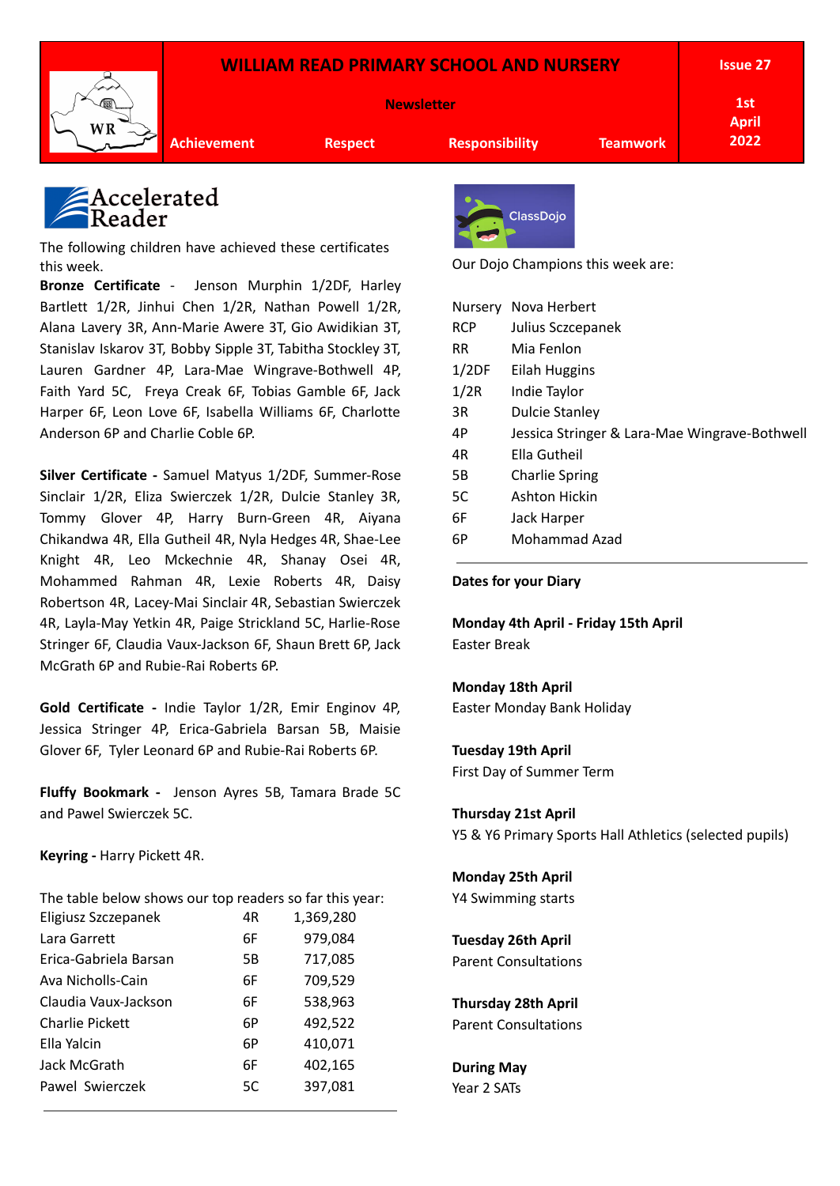# WILLIAM READ PRIMARY SCHOOL AND NURSERY

**Newsletter**

**Issue 27** — **1st April 2022**

**Achievement** | **Respect** | **Responsibility** | **Teamwork**

## Accelerated Reader

The following children have achieved these certificates this week.

**Bronze Certificate** - Jenson Murphin 1/2DF, Harley Bartlett 1/2R, Jinhui Chen 1/2R, Nathan Powell 1/2R, Alana Lavery 3R, Ann-Marie Awere 3T, Gio Awidikian 3T, Stanislav Iskarov 3T, Bobby Sipple 3T, Tabitha Stockley 3T, Lauren Gardner 4P, Lara-Mae Wingrave-Bothwell 4P, Faith Yard 5C, Freya Creak 6F, Tobias Gamble 6F, Jack Harper 6F, Leon Love 6F, Isabella Williams 6F, Charlotte Anderson 6P and Charlie Coble 6P.

**Silver Certificate** - Samuel Matyus 1/2DF, Summer-Rose Sinclair 1/2R, Eliza Swierczek 1/2R, Dulcie Stanley 3R, Tommy Glover 4P, Harry Burn-Green 4R, Aiyana Chikandwa 4R, Ella Gutheil 4R, Nyla Hedges 4R, Shae-Lee Knight 4R, Leo Mckechnie 4R, Shanay Osei 4R, Mohammed Rahman 4R, Lexie Roberts 4R, Daisy Robertson 4R, Lacey-Mai Sinclair 4R, Sebastian Swierczek 4R, Layla-May Yetkin 4R, Paige Strickland 5C, Harlie-Rose Stringer 6F, Claudia Vaux-Jackson 6F, Shaun Brett 6P, Jack McGrath 6P and Rubie-Rai Roberts 6P.

**Gold Certificate** - Indie Taylor 1/2R, Emir Enginov 4P, Jessica Stringer 4P, Erica-Gabriela Barsan 5B, Maisie Glover 6F, Tyler Leonard 6P and Rubie-Rai Roberts 6P.

**Fluffy Bookmark** - Jenson Ayres 5B, Tamara Brade 5C and Pawel Swierczek 5C.

**Keyring** - Harry Pickett 4R.

The table below shows our top readers so far this year:

| Name | Class | Words |
|---|---|---|
| Eligiusz Szczepanek | 4R | 1,369,280 |
| Lara Garrett | 6F | 979,084 |
| Erica-Gabriela Barsan | 5B | 717,085 |
| Ava Nicholls-Cain | 6F | 709,529 |
| Claudia Vaux-Jackson | 6F | 538,963 |
| Charlie Pickett | 6P | 492,522 |
| Ella Yalcin | 6P | 410,071 |
| Jack McGrath | 6F | 402,165 |
| Pawel Swierczek | 5C | 397,081 |

## ClassDojo

Our Dojo Champions this week are:

| Class | Name |
|---|---|
| Nursery | Nova Herbert |
| RCP | Julius Sczcepanek |
| RR | Mia Fenlon |
| 1/2DF | Eilah Huggins |
| 1/2R | Indie Taylor |
| 3R | Dulcie Stanley |
| 4P | Jessica Stringer & Lara-Mae Wingrave-Bothwell |
| 4R | Ella Gutheil |
| 5B | Charlie Spring |
| 5C | Ashton Hickin |
| 6F | Jack Harper |
| 6P | Mohammad Azad |

## Dates for your Diary

**Monday 4th April - Friday 15th April**
Easter Break

**Monday 18th April**
Easter Monday Bank Holiday

**Tuesday 19th April**
First Day of Summer Term

**Thursday 21st April**
Y5 & Y6 Primary Sports Hall Athletics (selected pupils)

**Monday 25th April**
Y4 Swimming starts

**Tuesday 26th April**
Parent Consultations

**Thursday 28th April**
Parent Consultations

**During May**
Year 2 SATs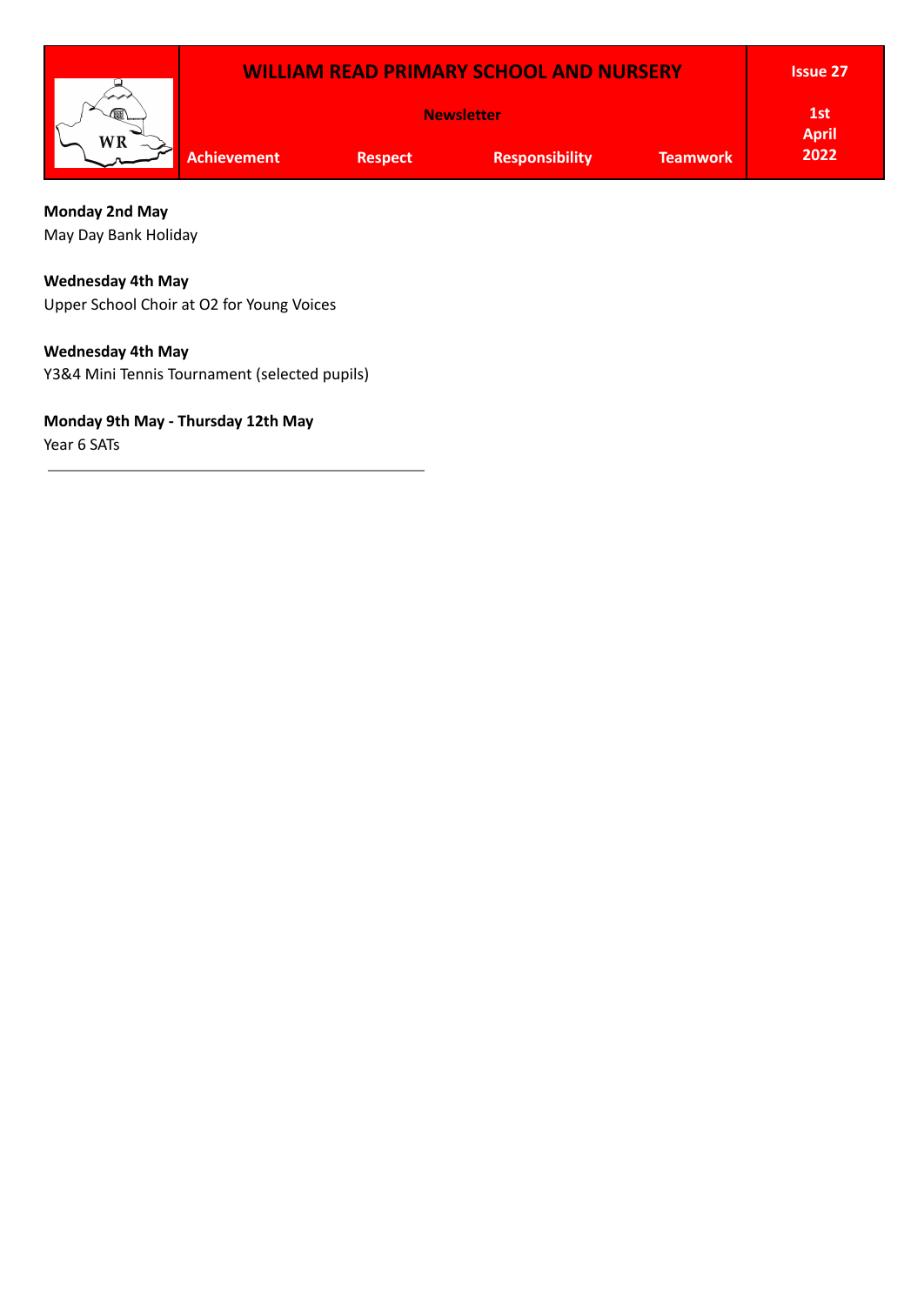**Monday 2nd May**
May Day Bank Holiday

**Wednesday 4th May**
Upper School Choir at O2 for Young Voices

**Wednesday 4th May**
Y3&4 Mini Tennis Tournament (selected pupils)

**Monday 9th May - Thursday 12th May**
Year 6 SATs

---